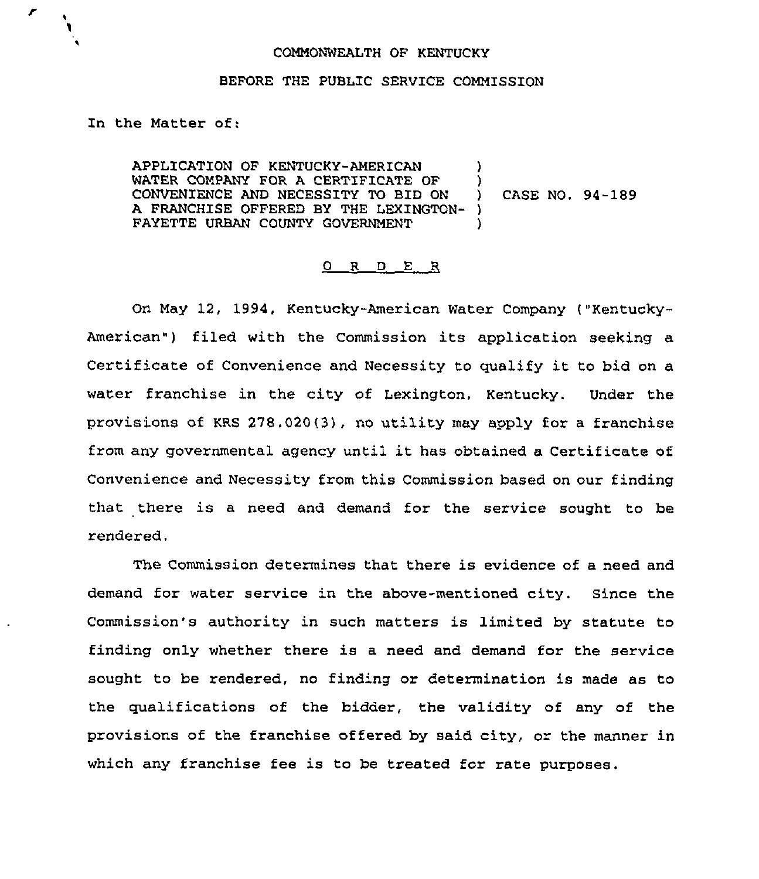COMMONWEALTH OF KENTUCKY

BEFORE THE PUBLIC SERVICE COMMISSION

In the Matter of:

| | | |
|---|---|---|
| APPLICATION OF KENTUCKY-AMERICAN WATER COMPANY FOR A CERTIFICATE OF CONVENIENCE AND NECESSITY TO BID ON A FRANCHISE OFFERED BY THE LEXINGTON-FAYETTE URBAN COUNTY GOVERNMENT | ) | CASE NO. 94-189 |

O R D E R

On May 12, 1994, Kentucky-American Water Company ("Kentucky-American") filed with the Commission its application seeking a Certificate of Convenience and Necessity to qualify it to bid on a water franchise in the city of Lexington, Kentucky. Under the provisions of KRS 278.020(3), no utility may apply for a franchise from any governmental agency until it has obtained a Certificate of Convenience and Necessity from this Commission based on our finding that there is a need and demand for the service sought to be rendered.

The Commission determines that there is evidence of a need and demand for water service in the above-mentioned city. Since the Commission's authority in such matters is limited by statute to finding only whether there is a need and demand for the service sought to be rendered, no finding or determination is made as to the qualifications of the bidder, the validity of any of the provisions of the franchise offered by said city, or the manner in which any franchise fee is to be treated for rate purposes.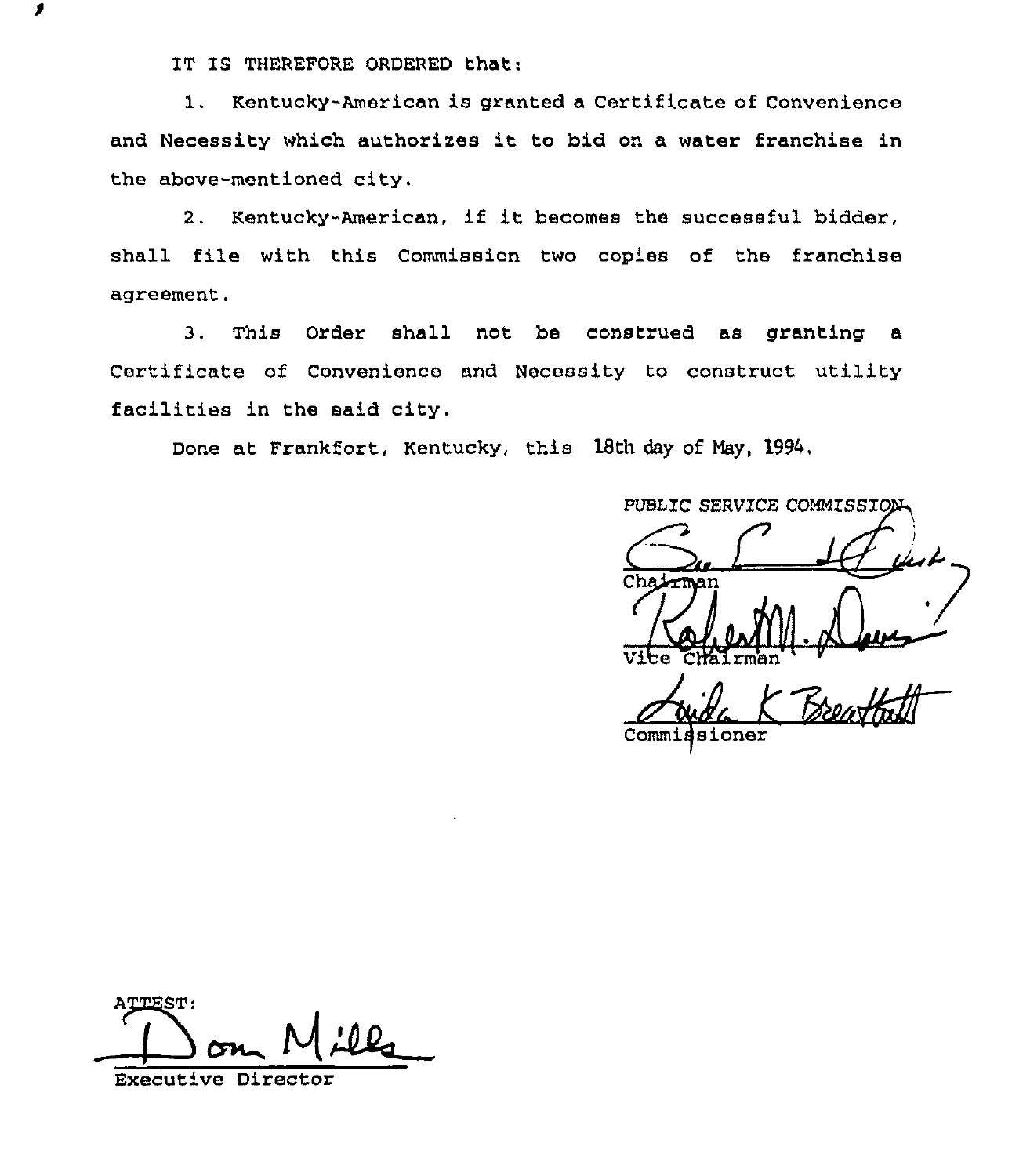IT IS THEREFORE ORDERED that:

1. Kentucky-American is granted a Certificate of Convenience and Necessity which authorizes it to bid on a water franchise in the above-mentioned city.

2. Kentucky-American, if it becomes the successful bidder, shall file with this Commission two copies of the franchise agreement.

3. This Order shall not be construed as granting a Certificate of Convenience and Necessity to construct utility facilities in the said city.

Done at Frankfort, Kentucky, this 18th day of May, 1994.

PUBLIC SERVICE COMMISSION

Chairman

Vice Chairman

Commissioner

ATTEST:

Executive Director